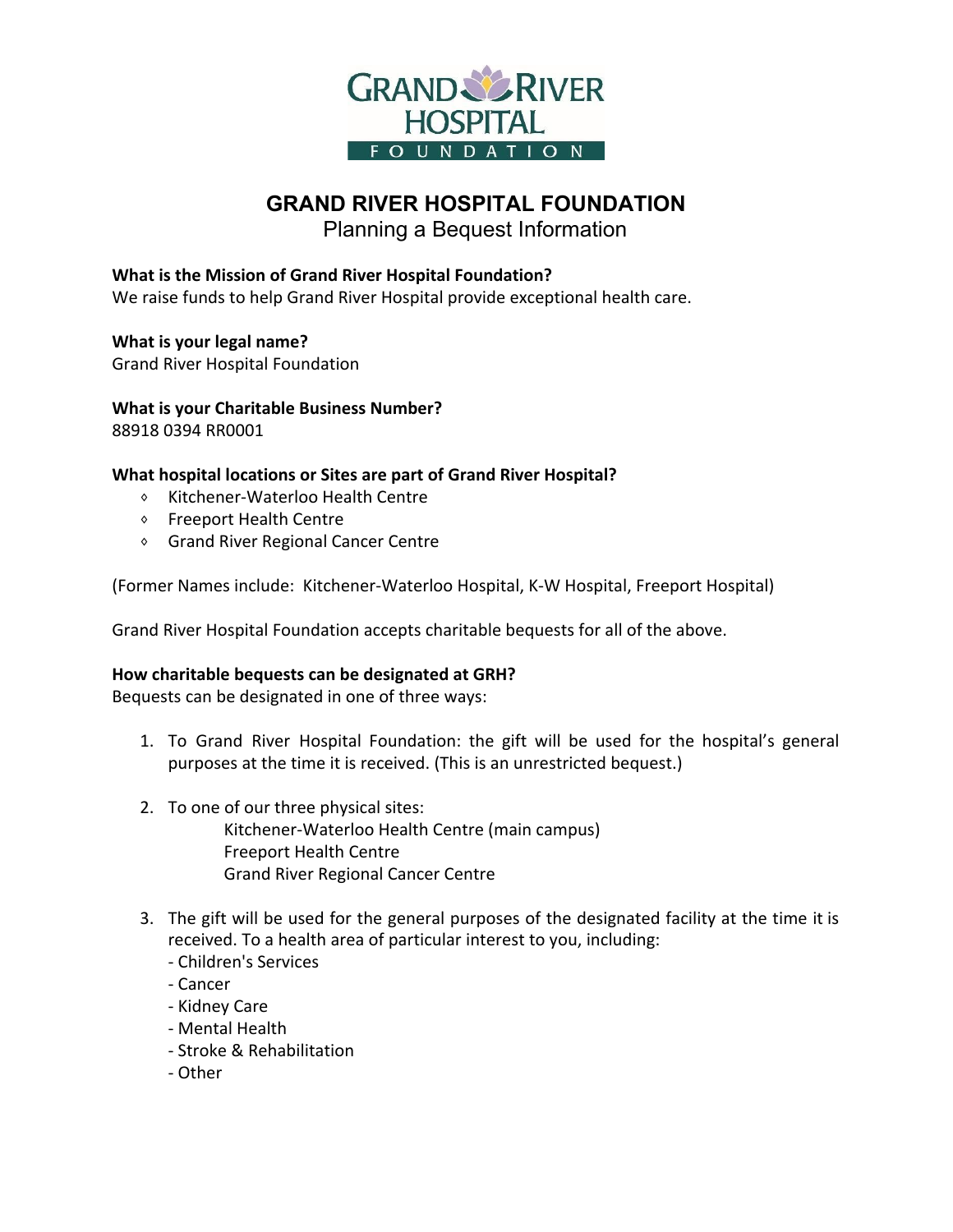# GRAND RIVER HOSPITAL FOUNDATION

## Planning a Bequest Information

**What is the Mission of Grand River Hospital Foundation?**
We raise funds to help Grand River Hospital provide exceptional health care.

**What is your legal name?**
Grand River Hospital Foundation

**What is your Charitable Business Number?**
88918 0394 RR0001

**What hospital locations or Sites are part of Grand River Hospital?**

- Kitchener-Waterloo Health Centre
- Freeport Health Centre
- Grand River Regional Cancer Centre

(Former Names include: Kitchener-Waterloo Hospital, K-W Hospital, Freeport Hospital)

Grand River Hospital Foundation accepts charitable bequests for all of the above.

**How charitable bequests can be designated at GRH?**
Bequests can be designated in one of three ways:

1. To Grand River Hospital Foundation: the gift will be used for the hospital's general purposes at the time it is received. (This is an unrestricted bequest.)

2. To one of our three physical sites:
   Kitchener-Waterloo Health Centre (main campus)
   Freeport Health Centre
   Grand River Regional Cancer Centre

3. The gift will be used for the general purposes of the designated facility at the time it is received. To a health area of particular interest to you, including:
   - Children's Services
   - Cancer
   - Kidney Care
   - Mental Health
   - Stroke & Rehabilitation
   - Other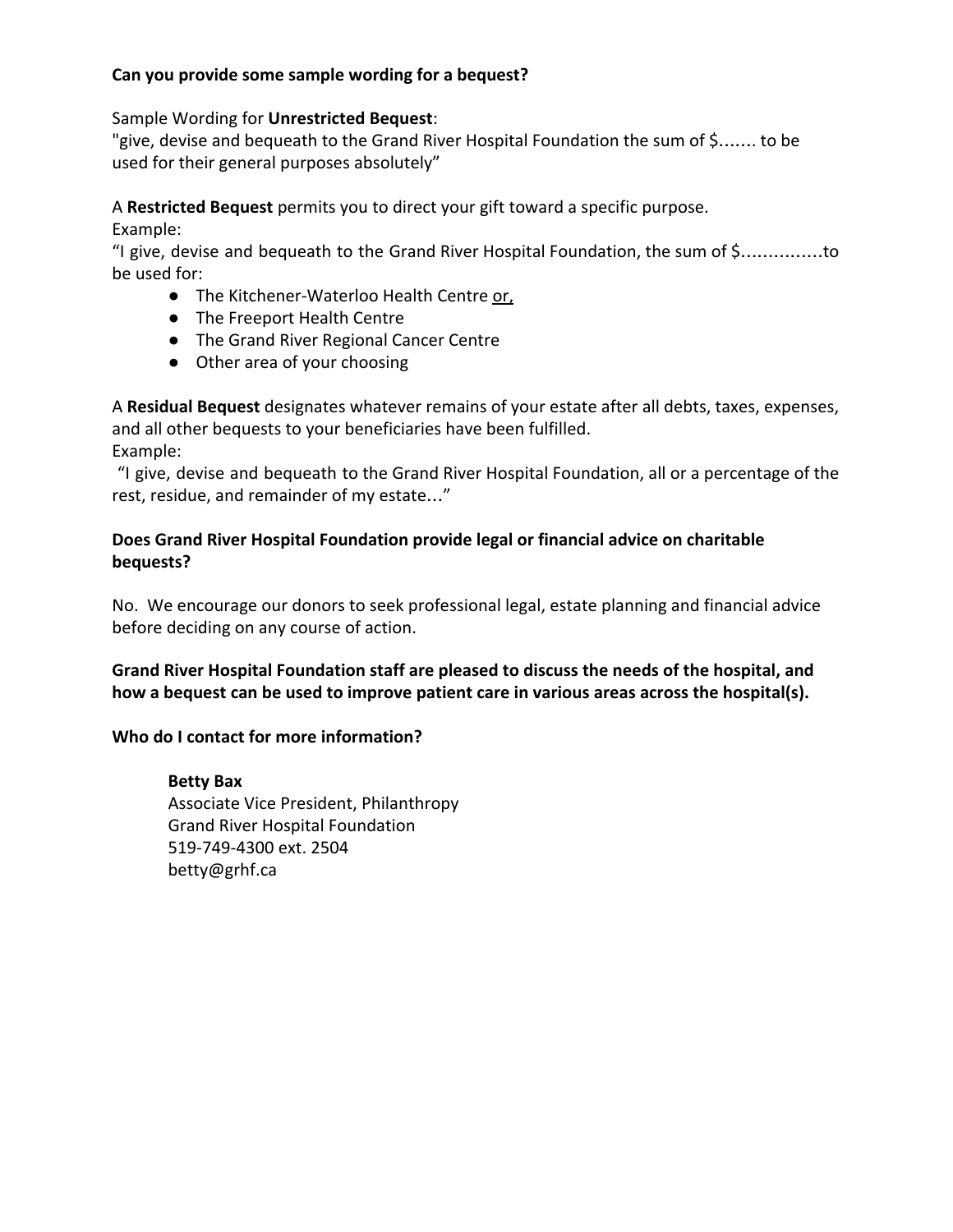**Can you provide some sample wording for a bequest?**

Sample Wording for **Unrestricted Bequest**:
"give, devise and bequeath to the Grand River Hospital Foundation the sum of $……. to be used for their general purposes absolutely"

A **Restricted Bequest** permits you to direct your gift toward a specific purpose.
Example:
"I give, devise and bequeath to the Grand River Hospital Foundation, the sum of $……………to be used for:

- The Kitchener-Waterloo Health Centre <u>or,</u>
- The Freeport Health Centre
- The Grand River Regional Cancer Centre
- Other area of your choosing

A **Residual Bequest** designates whatever remains of your estate after all debts, taxes, expenses, and all other bequests to your beneficiaries have been fulfilled.
Example:
"I give, devise and bequeath to the Grand River Hospital Foundation, all or a percentage of the rest, residue, and remainder of my estate…"

**Does Grand River Hospital Foundation provide legal or financial advice on charitable bequests?**

No. We encourage our donors to seek professional legal, estate planning and financial advice before deciding on any course of action.

**Grand River Hospital Foundation staff are pleased to discuss the needs of the hospital, and how a bequest can be used to improve patient care in various areas across the hospital(s).**

**Who do I contact for more information?**

> **Betty Bax**
> Associate Vice President, Philanthropy
> Grand River Hospital Foundation
> 519-749-4300 ext. 2504
> betty@grhf.ca